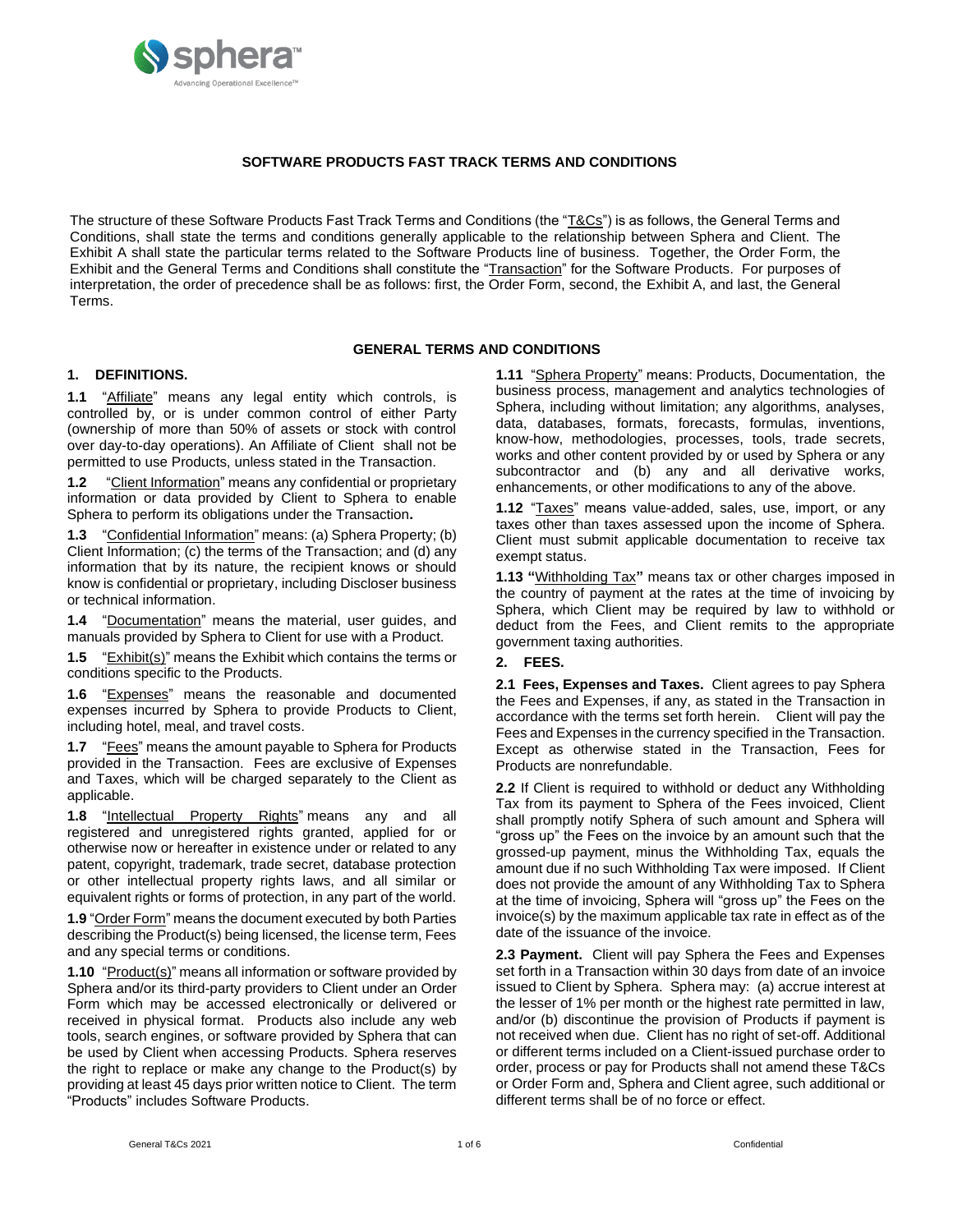## SOFTWARE PRODUCTS FAST TRACK TERMS AND CONDITIONS

The structure of these Software Products Fast Track Terms and Conditions (the "T&Cs") is as follows, the General Terms and Conditions, shall state the terms and conditions generally applicable to the relationship between Sphera and Client. The Exhibit A shall state the particular terms related to the Software Products line of business. Together, the Order Form, the Exhibit and the General Terms and Conditions shall constitute the "Transaction" for the Software Products. For purposes of interpretation, the order of precedence shall be as follows: first, the Order Form, second, the Exhibit A, and last, the General Terms.

### GENERAL TERMS AND CONDITIONS

#### 1. DEFINITIONS.

**1.1** "Affiliate" means any legal entity which controls, is controlled by, or is under common control of either Party (ownership of more than 50% of assets or stock with control over day-to-day operations). An Affiliate of Client shall not be permitted to use Products, unless stated in the Transaction.

**1.2** "Client Information" means any confidential or proprietary information or data provided by Client to Sphera to enable Sphera to perform its obligations under the Transaction**.**

**1.3** "Confidential Information" means: (a) Sphera Property; (b) Client Information; (c) the terms of the Transaction; and (d) any information that by its nature, the recipient knows or should know is confidential or proprietary, including Discloser business or technical information.

**1.4** "Documentation" means the material, user guides, and manuals provided by Sphera to Client for use with a Product.

**1.5** "Exhibit(s)" means the Exhibit which contains the terms or conditions specific to the Products.

**1.6** "Expenses" means the reasonable and documented expenses incurred by Sphera to provide Products to Client, including hotel, meal, and travel costs.

**1.7** "Fees" means the amount payable to Sphera for Products provided in the Transaction. Fees are exclusive of Expenses and Taxes, which will be charged separately to the Client as applicable.

**1.8** "Intellectual Property Rights" means any and all registered and unregistered rights granted, applied for or otherwise now or hereafter in existence under or related to any patent, copyright, trademark, trade secret, database protection or other intellectual property rights laws, and all similar or equivalent rights or forms of protection, in any part of the world.

**1.9** "Order Form" means the document executed by both Parties describing the Product(s) being licensed, the license term, Fees and any special terms or conditions.

**1.10** "Product(s)" means all information or software provided by Sphera and/or its third-party providers to Client under an Order Form which may be accessed electronically or delivered or received in physical format. Products also include any web tools, search engines, or software provided by Sphera that can be used by Client when accessing Products. Sphera reserves the right to replace or make any change to the Product(s) by providing at least 45 days prior written notice to Client. The term "Products" includes Software Products.

**1.11** "Sphera Property" means: Products, Documentation, the business process, management and analytics technologies of Sphera, including without limitation; any algorithms, analyses, data, databases, formats, forecasts, formulas, inventions, know-how, methodologies, processes, tools, trade secrets, works and other content provided by or used by Sphera or any subcontractor and (b) any and all derivative works, enhancements, or other modifications to any of the above.

**1.12** "Taxes" means value-added, sales, use, import, or any taxes other than taxes assessed upon the income of Sphera. Client must submit applicable documentation to receive tax exempt status.

**1.13** "Withholding Tax" means tax or other charges imposed in the country of payment at the rates at the time of invoicing by Sphera, which Client may be required by law to withhold or deduct from the Fees, and Client remits to the appropriate government taxing authorities.

#### 2. FEES.

**2.1 Fees, Expenses and Taxes.** Client agrees to pay Sphera the Fees and Expenses, if any, as stated in the Transaction in accordance with the terms set forth herein. Client will pay the Fees and Expenses in the currency specified in the Transaction. Except as otherwise stated in the Transaction, Fees for Products are nonrefundable.

**2.2** If Client is required to withhold or deduct any Withholding Tax from its payment to Sphera of the Fees invoiced, Client shall promptly notify Sphera of such amount and Sphera will "gross up" the Fees on the invoice by an amount such that the grossed-up payment, minus the Withholding Tax, equals the amount due if no such Withholding Tax were imposed. If Client does not provide the amount of any Withholding Tax to Sphera at the time of invoicing, Sphera will "gross up" the Fees on the invoice(s) by the maximum applicable tax rate in effect as of the date of the issuance of the invoice.

**2.3 Payment.** Client will pay Sphera the Fees and Expenses set forth in a Transaction within 30 days from date of an invoice issued to Client by Sphera. Sphera may: (a) accrue interest at the lesser of 1% per month or the highest rate permitted in law, and/or (b) discontinue the provision of Products if payment is not received when due. Client has no right of set-off. Additional or different terms included on a Client-issued purchase order to order, process or pay for Products shall not amend these T&Cs or Order Form and, Sphera and Client agree, such additional or different terms shall be of no force or effect.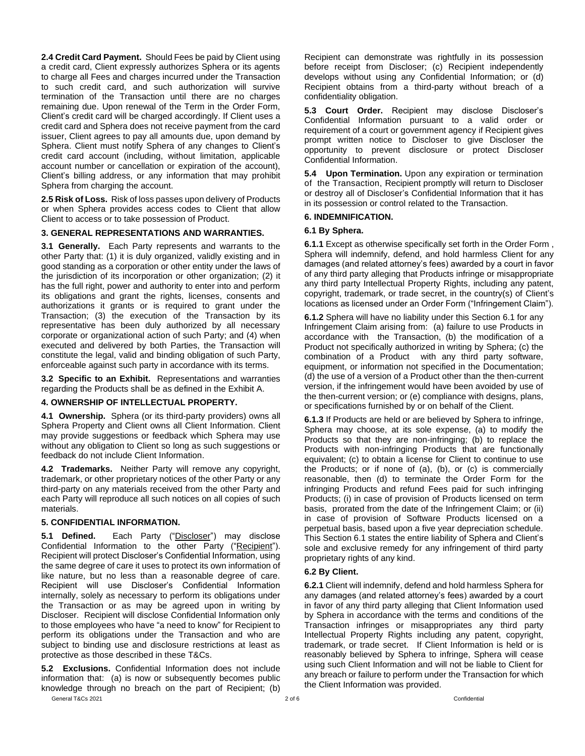**2.4 Credit Card Payment.** Should Fees be paid by Client using a credit card, Client expressly authorizes Sphera or its agents to charge all Fees and charges incurred under the Transaction to such credit card, and such authorization will survive termination of the Transaction until there are no charges remaining due. Upon renewal of the Term in the Order Form, Client's credit card will be charged accordingly. If Client uses a credit card and Sphera does not receive payment from the card issuer, Client agrees to pay all amounts due, upon demand by Sphera. Client must notify Sphera of any changes to Client's credit card account (including, without limitation, applicable account number or cancellation or expiration of the account), Client's billing address, or any information that may prohibit Sphera from charging the account.

**2.5 Risk of Loss.** Risk of loss passes upon delivery of Products or when Sphera provides access codes to Client that allow Client to access or to take possession of Product.

## 3. GENERAL REPRESENTATIONS AND WARRANTIES.

**3.1 Generally.** Each Party represents and warrants to the other Party that: (1) it is duly organized, validly existing and in good standing as a corporation or other entity under the laws of the jurisdiction of its incorporation or other organization; (2) it has the full right, power and authority to enter into and perform its obligations and grant the rights, licenses, consents and authorizations it grants or is required to grant under the Transaction; (3) the execution of the Transaction by its representative has been duly authorized by all necessary corporate or organizational action of such Party; and (4) when executed and delivered by both Parties, the Transaction will constitute the legal, valid and binding obligation of such Party, enforceable against such party in accordance with its terms.

**3.2 Specific to an Exhibit.** Representations and warranties regarding the Products shall be as defined in the Exhibit A.

## 4. OWNERSHIP OF INTELLECTUAL PROPERTY.

**4.1 Ownership.** Sphera (or its third-party providers) owns all Sphera Property and Client owns all Client Information. Client may provide suggestions or feedback which Sphera may use without any obligation to Client so long as such suggestions or feedback do not include Client Information.

**4.2 Trademarks.** Neither Party will remove any copyright, trademark, or other proprietary notices of the other Party or any third-party on any materials received from the other Party and each Party will reproduce all such notices on all copies of such materials.

## 5. CONFIDENTIAL INFORMATION.

**5.1 Defined.** Each Party ("Discloser") may disclose Confidential Information to the other Party ("Recipient"). Recipient will protect Discloser's Confidential Information, using the same degree of care it uses to protect its own information of like nature, but no less than a reasonable degree of care. Recipient will use Discloser's Confidential Information internally, solely as necessary to perform its obligations under the Transaction or as may be agreed upon in writing by Discloser. Recipient will disclose Confidential Information only to those employees who have "a need to know" for Recipient to perform its obligations under the Transaction and who are subject to binding use and disclosure restrictions at least as protective as those described in these T&Cs.

**5.2 Exclusions.** Confidential Information does not include information that: (a) is now or subsequently becomes public knowledge through no breach on the part of Recipient; (b) Recipient can demonstrate was rightfully in its possession before receipt from Discloser; (c) Recipient independently develops without using any Confidential Information; or (d) Recipient obtains from a third-party without breach of a confidentiality obligation.

**5.3 Court Order.** Recipient may disclose Discloser's Confidential Information pursuant to a valid order or requirement of a court or government agency if Recipient gives prompt written notice to Discloser to give Discloser the opportunity to prevent disclosure or protect Discloser Confidential Information.

**5.4 Upon Termination.** Upon any expiration or termination of the Transaction, Recipient promptly will return to Discloser or destroy all of Discloser's Confidential Information that it has in its possession or control related to the Transaction.

## 6. INDEMNIFICATION.

### 6.1 By Sphera.

**6.1.1** Except as otherwise specifically set forth in the Order Form , Sphera will indemnify, defend, and hold harmless Client for any damages (and related attorney's fees) awarded by a court in favor of any third party alleging that Products infringe or misappropriate any third party Intellectual Property Rights, including any patent, copyright, trademark, or trade secret, in the country(s) of Client's locations as licensed under an Order Form ("Infringement Claim").

**6.1.2** Sphera will have no liability under this Section 6.1 for any Infringement Claim arising from: (a) failure to use Products in accordance with the Transaction, (b) the modification of a Product not specifically authorized in writing by Sphera; (c) the combination of a Product with any third party software, equipment, or information not specified in the Documentation; (d) the use of a version of a Product other than the then-current version, if the infringement would have been avoided by use of the then-current version; or (e) compliance with designs, plans, or specifications furnished by or on behalf of the Client.

**6.1.3** If Products are held or are believed by Sphera to infringe, Sphera may choose, at its sole expense, (a) to modify the Products so that they are non-infringing; (b) to replace the Products with non-infringing Products that are functionally equivalent; (c) to obtain a license for Client to continue to use the Products; or if none of (a), (b), or (c) is commercially reasonable, then (d) to terminate the Order Form for the infringing Products and refund Fees paid for such infringing Products; (i) in case of provision of Products licensed on term basis, prorated from the date of the Infringement Claim; or (ii) in case of provision of Software Products licensed on a perpetual basis, based upon a five year depreciation schedule. This Section 6.1 states the entire liability of Sphera and Client's sole and exclusive remedy for any infringement of third party proprietary rights of any kind.

### 6.2 By Client.

**6.2.1** Client will indemnify, defend and hold harmless Sphera for any damages (and related attorney's fees) awarded by a court in favor of any third party alleging that Client Information used by Sphera in accordance with the terms and conditions of the Transaction infringes or misappropriates any third party Intellectual Property Rights including any patent, copyright, trademark, or trade secret. If Client Information is held or is reasonably believed by Sphera to infringe, Sphera will cease using such Client Information and will not be liable to Client for any breach or failure to perform under the Transaction for which the Client Information was provided.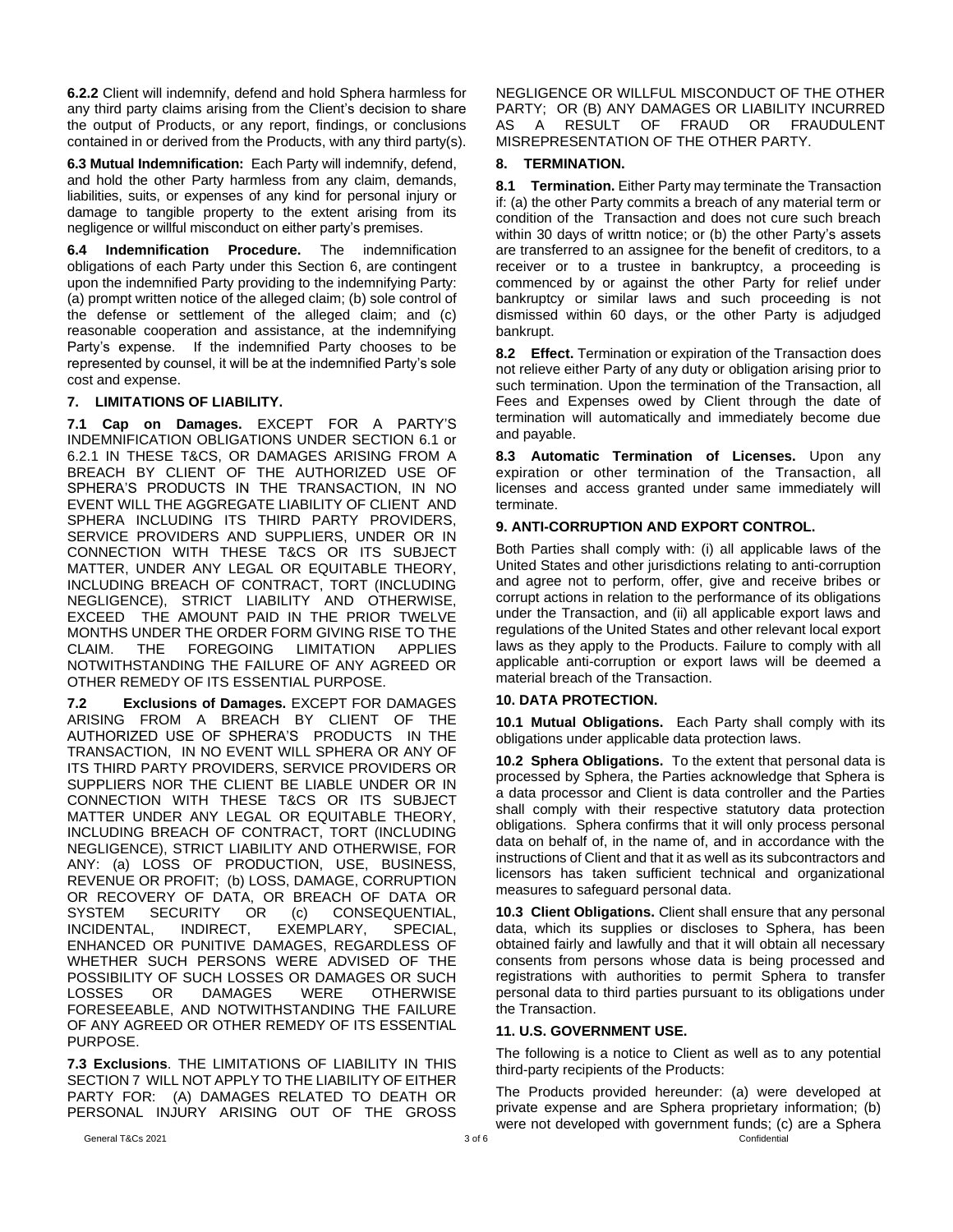**6.2.2** Client will indemnify, defend and hold Sphera harmless for any third party claims arising from the Client's decision to share the output of Products, or any report, findings, or conclusions contained in or derived from the Products, with any third party(s).

**6.3 Mutual Indemnification:** Each Party will indemnify, defend, and hold the other Party harmless from any claim, demands, liabilities, suits, or expenses of any kind for personal injury or damage to tangible property to the extent arising from its negligence or willful misconduct on either party's premises.

**6.4 Indemnification Procedure.** The indemnification obligations of each Party under this Section 6, are contingent upon the indemnified Party providing to the indemnifying Party: (a) prompt written notice of the alleged claim; (b) sole control of the defense or settlement of the alleged claim; and (c) reasonable cooperation and assistance, at the indemnifying Party's expense. If the indemnified Party chooses to be represented by counsel, it will be at the indemnified Party's sole cost and expense.

## 7. LIMITATIONS OF LIABILITY.

**7.1 Cap on Damages.** EXCEPT FOR A PARTY'S INDEMNIFICATION OBLIGATIONS UNDER SECTION 6.1 or 6.2.1 IN THESE T&CS, OR DAMAGES ARISING FROM A BREACH BY CLIENT OF THE AUTHORIZED USE OF SPHERA'S PRODUCTS IN THE TRANSACTION, IN NO EVENT WILL THE AGGREGATE LIABILITY OF CLIENT AND SPHERA INCLUDING ITS THIRD PARTY PROVIDERS, SERVICE PROVIDERS AND SUPPLIERS, UNDER OR IN CONNECTION WITH THESE T&CS OR ITS SUBJECT MATTER, UNDER ANY LEGAL OR EQUITABLE THEORY, INCLUDING BREACH OF CONTRACT, TORT (INCLUDING NEGLIGENCE), STRICT LIABILITY AND OTHERWISE, EXCEED THE AMOUNT PAID IN THE PRIOR TWELVE MONTHS UNDER THE ORDER FORM GIVING RISE TO THE CLAIM. THE FOREGOING LIMITATION APPLIES NOTWITHSTANDING THE FAILURE OF ANY AGREED OR OTHER REMEDY OF ITS ESSENTIAL PURPOSE.

**7.2 Exclusions of Damages.** EXCEPT FOR DAMAGES ARISING FROM A BREACH BY CLIENT OF THE AUTHORIZED USE OF SPHERA'S PRODUCTS IN THE TRANSACTION, IN NO EVENT WILL SPHERA OR ANY OF ITS THIRD PARTY PROVIDERS, SERVICE PROVIDERS OR SUPPLIERS NOR THE CLIENT BE LIABLE UNDER OR IN CONNECTION WITH THESE T&CS OR ITS SUBJECT MATTER UNDER ANY LEGAL OR EQUITABLE THEORY, INCLUDING BREACH OF CONTRACT, TORT (INCLUDING NEGLIGENCE), STRICT LIABILITY AND OTHERWISE, FOR ANY: (a) LOSS OF PRODUCTION, USE, BUSINESS, REVENUE OR PROFIT; (b) LOSS, DAMAGE, CORRUPTION OR RECOVERY OF DATA, OR BREACH OF DATA OR SYSTEM SECURITY OR (c) CONSEQUENTIAL, INCIDENTAL, INDIRECT, EXEMPLARY, SPECIAL, ENHANCED OR PUNITIVE DAMAGES, REGARDLESS OF WHETHER SUCH PERSONS WERE ADVISED OF THE POSSIBILITY OF SUCH LOSSES OR DAMAGES OR SUCH LOSSES OR DAMAGES WERE OTHERWISE FORESEEABLE, AND NOTWITHSTANDING THE FAILURE OF ANY AGREED OR OTHER REMEDY OF ITS ESSENTIAL PURPOSE.

**7.3 Exclusions**. THE LIMITATIONS OF LIABILITY IN THIS SECTION 7 WILL NOT APPLY TO THE LIABILITY OF EITHER PARTY FOR: (A) DAMAGES RELATED TO DEATH OR PERSONAL INJURY ARISING OUT OF THE GROSS NEGLIGENCE OR WILLFUL MISCONDUCT OF THE OTHER PARTY; OR (B) ANY DAMAGES OR LIABILITY INCURRED AS A RESULT OF FRAUD OR FRAUDULENT MISREPRESENTATION OF THE OTHER PARTY.

## 8. TERMINATION.

**8.1 Termination.** Either Party may terminate the Transaction if: (a) the other Party commits a breach of any material term or condition of the Transaction and does not cure such breach within 30 days of writtn notice; or (b) the other Party's assets are transferred to an assignee for the benefit of creditors, to a receiver or to a trustee in bankruptcy, a proceeding is commenced by or against the other Party for relief under bankruptcy or similar laws and such proceeding is not dismissed within 60 days, or the other Party is adjudged bankrupt.

**8.2 Effect.** Termination or expiration of the Transaction does not relieve either Party of any duty or obligation arising prior to such termination. Upon the termination of the Transaction, all Fees and Expenses owed by Client through the date of termination will automatically and immediately become due and payable.

**8.3 Automatic Termination of Licenses.** Upon any expiration or other termination of the Transaction, all licenses and access granted under same immediately will terminate.

## 9. ANTI-CORRUPTION AND EXPORT CONTROL.

Both Parties shall comply with: (i) all applicable laws of the United States and other jurisdictions relating to anti-corruption and agree not to perform, offer, give and receive bribes or corrupt actions in relation to the performance of its obligations under the Transaction, and (ii) all applicable export laws and regulations of the United States and other relevant local export laws as they apply to the Products. Failure to comply with all applicable anti-corruption or export laws will be deemed a material breach of the Transaction.

## 10. DATA PROTECTION.

**10.1 Mutual Obligations.** Each Party shall comply with its obligations under applicable data protection laws.

**10.2 Sphera Obligations.** To the extent that personal data is processed by Sphera, the Parties acknowledge that Sphera is a data processor and Client is data controller and the Parties shall comply with their respective statutory data protection obligations. Sphera confirms that it will only process personal data on behalf of, in the name of, and in accordance with the instructions of Client and that it as well as its subcontractors and licensors has taken sufficient technical and organizational measures to safeguard personal data.

**10.3 Client Obligations.** Client shall ensure that any personal data, which its supplies or discloses to Sphera, has been obtained fairly and lawfully and that it will obtain all necessary consents from persons whose data is being processed and registrations with authorities to permit Sphera to transfer personal data to third parties pursuant to its obligations under the Transaction.

## 11. U.S. GOVERNMENT USE.

The following is a notice to Client as well as to any potential third-party recipients of the Products:

The Products provided hereunder: (a) were developed at private expense and are Sphera proprietary information; (b) were not developed with government funds; (c) are a Sphera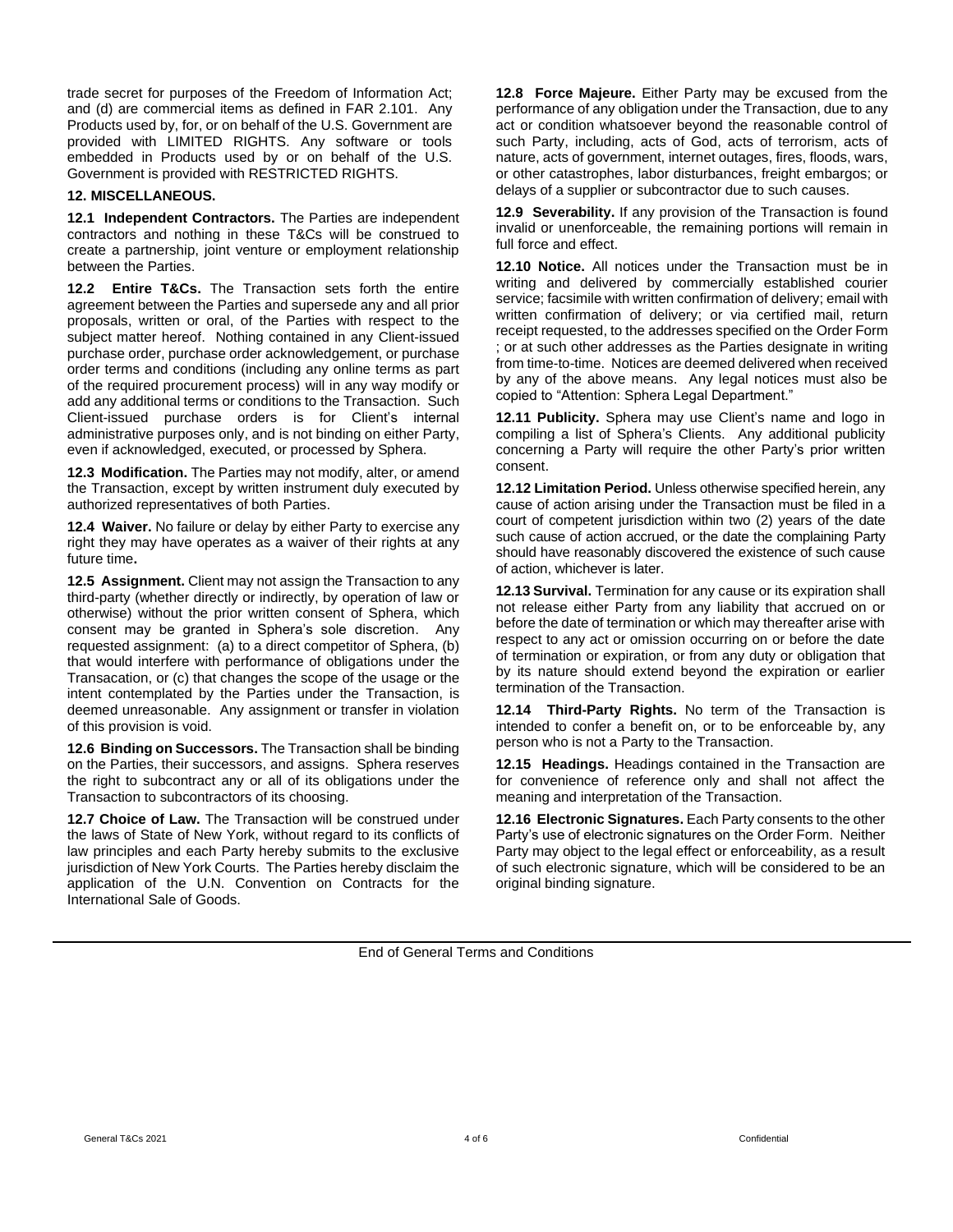trade secret for purposes of the Freedom of Information Act; and (d) are commercial items as defined in FAR 2.101. Any Products used by, for, or on behalf of the U.S. Government are provided with LIMITED RIGHTS. Any software or tools embedded in Products used by or on behalf of the U.S. Government is provided with RESTRICTED RIGHTS.

## 12. MISCELLANEOUS.

**12.1 Independent Contractors.** The Parties are independent contractors and nothing in these T&Cs will be construed to create a partnership, joint venture or employment relationship between the Parties.

**12.2 Entire T&Cs.** The Transaction sets forth the entire agreement between the Parties and supersede any and all prior proposals, written or oral, of the Parties with respect to the subject matter hereof. Nothing contained in any Client-issued purchase order, purchase order acknowledgement, or purchase order terms and conditions (including any online terms as part of the required procurement process) will in any way modify or add any additional terms or conditions to the Transaction. Such Client-issued purchase orders is for Client's internal administrative purposes only, and is not binding on either Party, even if acknowledged, executed, or processed by Sphera.

**12.3 Modification.** The Parties may not modify, alter, or amend the Transaction, except by written instrument duly executed by authorized representatives of both Parties.

**12.4 Waiver.** No failure or delay by either Party to exercise any right they may have operates as a waiver of their rights at any future time**.**

**12.5 Assignment.** Client may not assign the Transaction to any third-party (whether directly or indirectly, by operation of law or otherwise) without the prior written consent of Sphera, which consent may be granted in Sphera's sole discretion. Any requested assignment: (a) to a direct competitor of Sphera, (b) that would interfere with performance of obligations under the Transacation, or (c) that changes the scope of the usage or the intent contemplated by the Parties under the Transaction, is deemed unreasonable. Any assignment or transfer in violation of this provision is void.

**12.6 Binding on Successors.** The Transaction shall be binding on the Parties, their successors, and assigns. Sphera reserves the right to subcontract any or all of its obligations under the Transaction to subcontractors of its choosing.

**12.7 Choice of Law.** The Transaction will be construed under the laws of State of New York, without regard to its conflicts of law principles and each Party hereby submits to the exclusive jurisdiction of New York Courts. The Parties hereby disclaim the application of the U.N. Convention on Contracts for the International Sale of Goods.

**12.8 Force Majeure.** Either Party may be excused from the performance of any obligation under the Transaction, due to any act or condition whatsoever beyond the reasonable control of such Party, including, acts of God, acts of terrorism, acts of nature, acts of government, internet outages, fires, floods, wars, or other catastrophes, labor disturbances, freight embargos; or delays of a supplier or subcontractor due to such causes.

**12.9 Severability.** If any provision of the Transaction is found invalid or unenforceable, the remaining portions will remain in full force and effect.

**12.10 Notice.** All notices under the Transaction must be in writing and delivered by commercially established courier service; facsimile with written confirmation of delivery; email with written confirmation of delivery; or via certified mail, return receipt requested, to the addresses specified on the Order Form ; or at such other addresses as the Parties designate in writing from time-to-time. Notices are deemed delivered when received by any of the above means. Any legal notices must also be copied to "Attention: Sphera Legal Department."

**12.11 Publicity.** Sphera may use Client's name and logo in compiling a list of Sphera's Clients. Any additional publicity concerning a Party will require the other Party's prior written consent.

**12.12 Limitation Period.** Unless otherwise specified herein, any cause of action arising under the Transaction must be filed in a court of competent jurisdiction within two (2) years of the date such cause of action accrued, or the date the complaining Party should have reasonably discovered the existence of such cause of action, whichever is later.

**12.13 Survival.** Termination for any cause or its expiration shall not release either Party from any liability that accrued on or before the date of termination or which may thereafter arise with respect to any act or omission occurring on or before the date of termination or expiration, or from any duty or obligation that by its nature should extend beyond the expiration or earlier termination of the Transaction.

**12.14 Third-Party Rights.** No term of the Transaction is intended to confer a benefit on, or to be enforceable by, any person who is not a Party to the Transaction.

**12.15 Headings.** Headings contained in the Transaction are for convenience of reference only and shall not affect the meaning and interpretation of the Transaction.

**12.16 Electronic Signatures.** Each Party consents to the other Party's use of electronic signatures on the Order Form. Neither Party may object to the legal effect or enforceability, as a result of such electronic signature, which will be considered to be an original binding signature.

---

End of General Terms and Conditions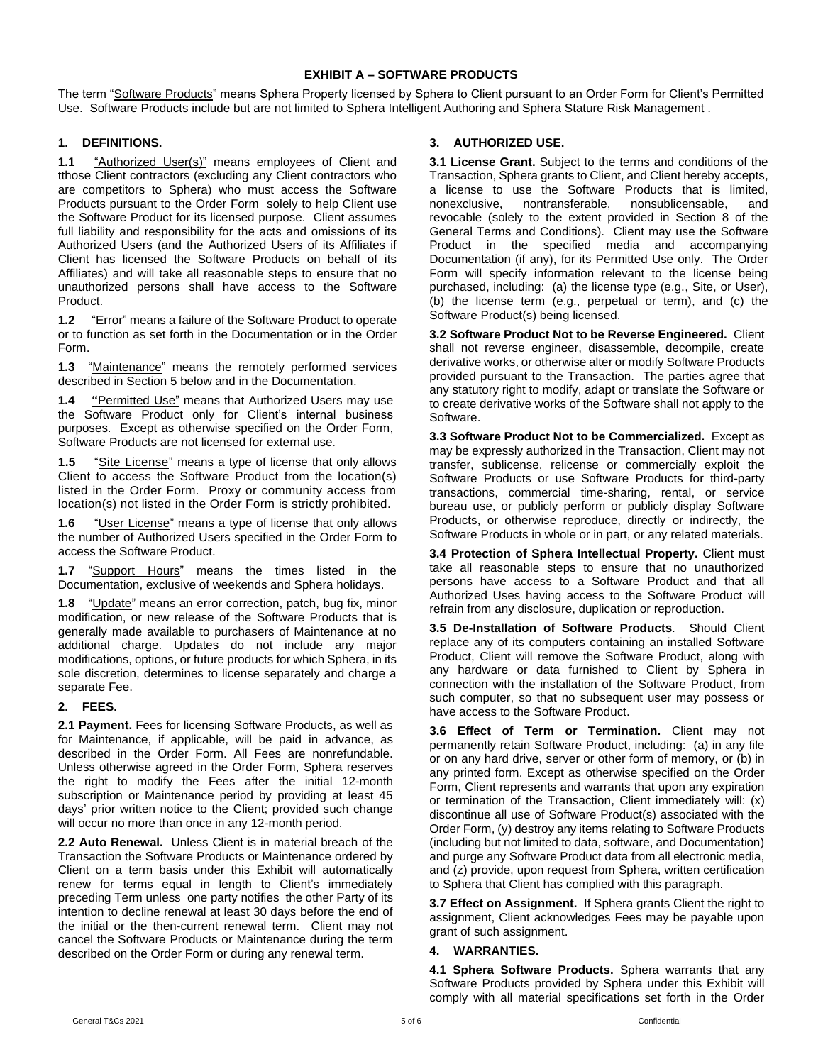## EXHIBIT A – SOFTWARE PRODUCTS

The term "Software Products" means Sphera Property licensed by Sphera to Client pursuant to an Order Form for Client's Permitted Use. Software Products include but are not limited to Sphera Intelligent Authoring and Sphera Stature Risk Management .

### 1. DEFINITIONS.

**1.1** "Authorized User(s)" means employees of Client and tthose Client contractors (excluding any Client contractors who are competitors to Sphera) who must access the Software Products pursuant to the Order Form solely to help Client use the Software Product for its licensed purpose. Client assumes full liability and responsibility for the acts and omissions of its Authorized Users (and the Authorized Users of its Affiliates if Client has licensed the Software Products on behalf of its Affiliates) and will take all reasonable steps to ensure that no unauthorized persons shall have access to the Software Product.

**1.2** "Error" means a failure of the Software Product to operate or to function as set forth in the Documentation or in the Order Form.

**1.3** "Maintenance" means the remotely performed services described in Section 5 below and in the Documentation.

**1.4** "Permitted Use" means that Authorized Users may use the Software Product only for Client's internal business purposes. Except as otherwise specified on the Order Form, Software Products are not licensed for external use.

**1.5** "Site License" means a type of license that only allows Client to access the Software Product from the location(s) listed in the Order Form. Proxy or community access from location(s) not listed in the Order Form is strictly prohibited.

**1.6** "User License" means a type of license that only allows the number of Authorized Users specified in the Order Form to access the Software Product.

**1.7** "Support Hours" means the times listed in the Documentation, exclusive of weekends and Sphera holidays.

**1.8** "Update" means an error correction, patch, bug fix, minor modification, or new release of the Software Products that is generally made available to purchasers of Maintenance at no additional charge. Updates do not include any major modifications, options, or future products for which Sphera, in its sole discretion, determines to license separately and charge a separate Fee.

### 2. FEES.

**2.1 Payment.** Fees for licensing Software Products, as well as for Maintenance, if applicable, will be paid in advance, as described in the Order Form. All Fees are nonrefundable. Unless otherwise agreed in the Order Form, Sphera reserves the right to modify the Fees after the initial 12-month subscription or Maintenance period by providing at least 45 days' prior written notice to the Client; provided such change will occur no more than once in any 12-month period.

**2.2 Auto Renewal.** Unless Client is in material breach of the Transaction the Software Products or Maintenance ordered by Client on a term basis under this Exhibit will automatically renew for terms equal in length to Client's immediately preceding Term unless one party notifies the other Party of its intention to decline renewal at least 30 days before the end of the initial or the then-current renewal term. Client may not cancel the Software Products or Maintenance during the term described on the Order Form or during any renewal term.

### 3. AUTHORIZED USE.

**3.1 License Grant.** Subject to the terms and conditions of the Transaction, Sphera grants to Client, and Client hereby accepts, a license to use the Software Products that is limited, nonexclusive, nontransferable, nonsublicensable, and revocable (solely to the extent provided in Section 8 of the General Terms and Conditions). Client may use the Software Product in the specified media and accompanying Documentation (if any), for its Permitted Use only. The Order Form will specify information relevant to the license being purchased, including: (a) the license type (e.g., Site, or User), (b) the license term (e.g., perpetual or term), and (c) the Software Product(s) being licensed.

**3.2 Software Product Not to be Reverse Engineered.** Client shall not reverse engineer, disassemble, decompile, create derivative works, or otherwise alter or modify Software Products provided pursuant to the Transaction. The parties agree that any statutory right to modify, adapt or translate the Software or to create derivative works of the Software shall not apply to the Software.

**3.3 Software Product Not to be Commercialized.** Except as may be expressly authorized in the Transaction, Client may not transfer, sublicense, relicense or commercially exploit the Software Products or use Software Products for third-party transactions, commercial time-sharing, rental, or service bureau use, or publicly perform or publicly display Software Products, or otherwise reproduce, directly or indirectly, the Software Products in whole or in part, or any related materials.

**3.4 Protection of Sphera Intellectual Property.** Client must take all reasonable steps to ensure that no unauthorized persons have access to a Software Product and that all Authorized Uses having access to the Software Product will refrain from any disclosure, duplication or reproduction.

**3.5 De-Installation of Software Products**. Should Client replace any of its computers containing an installed Software Product, Client will remove the Software Product, along with any hardware or data furnished to Client by Sphera in connection with the installation of the Software Product, from such computer, so that no subsequent user may possess or have access to the Software Product.

**3.6 Effect of Term or Termination.** Client may not permanently retain Software Product, including: (a) in any file or on any hard drive, server or other form of memory, or (b) in any printed form. Except as otherwise specified on the Order Form, Client represents and warrants that upon any expiration or termination of the Transaction, Client immediately will: (x) discontinue all use of Software Product(s) associated with the Order Form, (y) destroy any items relating to Software Products (including but not limited to data, software, and Documentation) and purge any Software Product data from all electronic media, and (z) provide, upon request from Sphera, written certification to Sphera that Client has complied with this paragraph.

**3.7 Effect on Assignment.** If Sphera grants Client the right to assignment, Client acknowledges Fees may be payable upon grant of such assignment.

### 4. WARRANTIES.

**4.1 Sphera Software Products.** Sphera warrants that any Software Products provided by Sphera under this Exhibit will comply with all material specifications set forth in the Order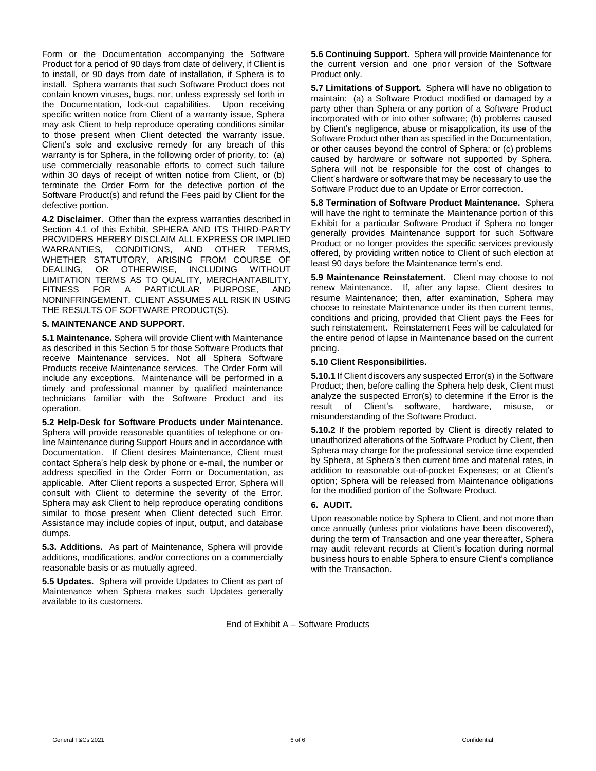Form or the Documentation accompanying the Software Product for a period of 90 days from date of delivery, if Client is to install, or 90 days from date of installation, if Sphera is to install. Sphera warrants that such Software Product does not contain known viruses, bugs, nor, unless expressly set forth in the Documentation, lock-out capabilities. Upon receiving specific written notice from Client of a warranty issue, Sphera may ask Client to help reproduce operating conditions similar to those present when Client detected the warranty issue. Client's sole and exclusive remedy for any breach of this warranty is for Sphera, in the following order of priority, to: (a) use commercially reasonable efforts to correct such failure within 30 days of receipt of written notice from Client, or (b) terminate the Order Form for the defective portion of the Software Product(s) and refund the Fees paid by Client for the defective portion.

**4.2 Disclaimer.** Other than the express warranties described in Section 4.1 of this Exhibit, SPHERA AND ITS THIRD-PARTY PROVIDERS HEREBY DISCLAIM ALL EXPRESS OR IMPLIED WARRANTIES, CONDITIONS, AND OTHER TERMS, WHETHER STATUTORY, ARISING FROM COURSE OF DEALING, OR OTHERWISE, INCLUDING WITHOUT LIMITATION TERMS AS TO QUALITY, MERCHANTABILITY, FITNESS FOR A PARTICULAR PURPOSE, AND NONINFRINGEMENT. CLIENT ASSUMES ALL RISK IN USING THE RESULTS OF SOFTWARE PRODUCT(S).

**5. MAINTENANCE AND SUPPORT.**

**5.1 Maintenance.** Sphera will provide Client with Maintenance as described in this Section 5 for those Software Products that receive Maintenance services. Not all Sphera Software Products receive Maintenance services. The Order Form will include any exceptions. Maintenance will be performed in a timely and professional manner by qualified maintenance technicians familiar with the Software Product and its operation.

**5.2 Help-Desk for Software Products under Maintenance.** Sphera will provide reasonable quantities of telephone or on-line Maintenance during Support Hours and in accordance with Documentation. If Client desires Maintenance, Client must contact Sphera's help desk by phone or e-mail, the number or address specified in the Order Form or Documentation, as applicable. After Client reports a suspected Error, Sphera will consult with Client to determine the severity of the Error. Sphera may ask Client to help reproduce operating conditions similar to those present when Client detected such Error. Assistance may include copies of input, output, and database dumps.

**5.3. Additions.** As part of Maintenance, Sphera will provide additions, modifications, and/or corrections on a commercially reasonable basis or as mutually agreed.

**5.5 Updates.** Sphera will provide Updates to Client as part of Maintenance when Sphera makes such Updates generally available to its customers.

**5.6 Continuing Support.** Sphera will provide Maintenance for the current version and one prior version of the Software Product only.

**5.7 Limitations of Support.** Sphera will have no obligation to maintain: (a) a Software Product modified or damaged by a party other than Sphera or any portion of a Software Product incorporated with or into other software; (b) problems caused by Client's negligence, abuse or misapplication, its use of the Software Product other than as specified in the Documentation, or other causes beyond the control of Sphera; or (c) problems caused by hardware or software not supported by Sphera. Sphera will not be responsible for the cost of changes to Client's hardware or software that may be necessary to use the Software Product due to an Update or Error correction.

**5.8 Termination of Software Product Maintenance.** Sphera will have the right to terminate the Maintenance portion of this Exhibit for a particular Software Product if Sphera no longer generally provides Maintenance support for such Software Product or no longer provides the specific services previously offered, by providing written notice to Client of such election at least 90 days before the Maintenance term's end.

**5.9 Maintenance Reinstatement.** Client may choose to not renew Maintenance. If, after any lapse, Client desires to resume Maintenance; then, after examination, Sphera may choose to reinstate Maintenance under its then current terms, conditions and pricing, provided that Client pays the Fees for such reinstatement. Reinstatement Fees will be calculated for the entire period of lapse in Maintenance based on the current pricing.

**5.10 Client Responsibilities.**

**5.10.1** If Client discovers any suspected Error(s) in the Software Product; then, before calling the Sphera help desk, Client must analyze the suspected Error(s) to determine if the Error is the result of Client's software, hardware, misuse, or misunderstanding of the Software Product.

**5.10.2** If the problem reported by Client is directly related to unauthorized alterations of the Software Product by Client, then Sphera may charge for the professional service time expended by Sphera, at Sphera's then current time and material rates, in addition to reasonable out-of-pocket Expenses; or at Client's option; Sphera will be released from Maintenance obligations for the modified portion of the Software Product.

**6. AUDIT.**

Upon reasonable notice by Sphera to Client, and not more than once annually (unless prior violations have been discovered), during the term of Transaction and one year thereafter, Sphera may audit relevant records at Client's location during normal business hours to enable Sphera to ensure Client's compliance with the Transaction.

End of Exhibit A – Software Products